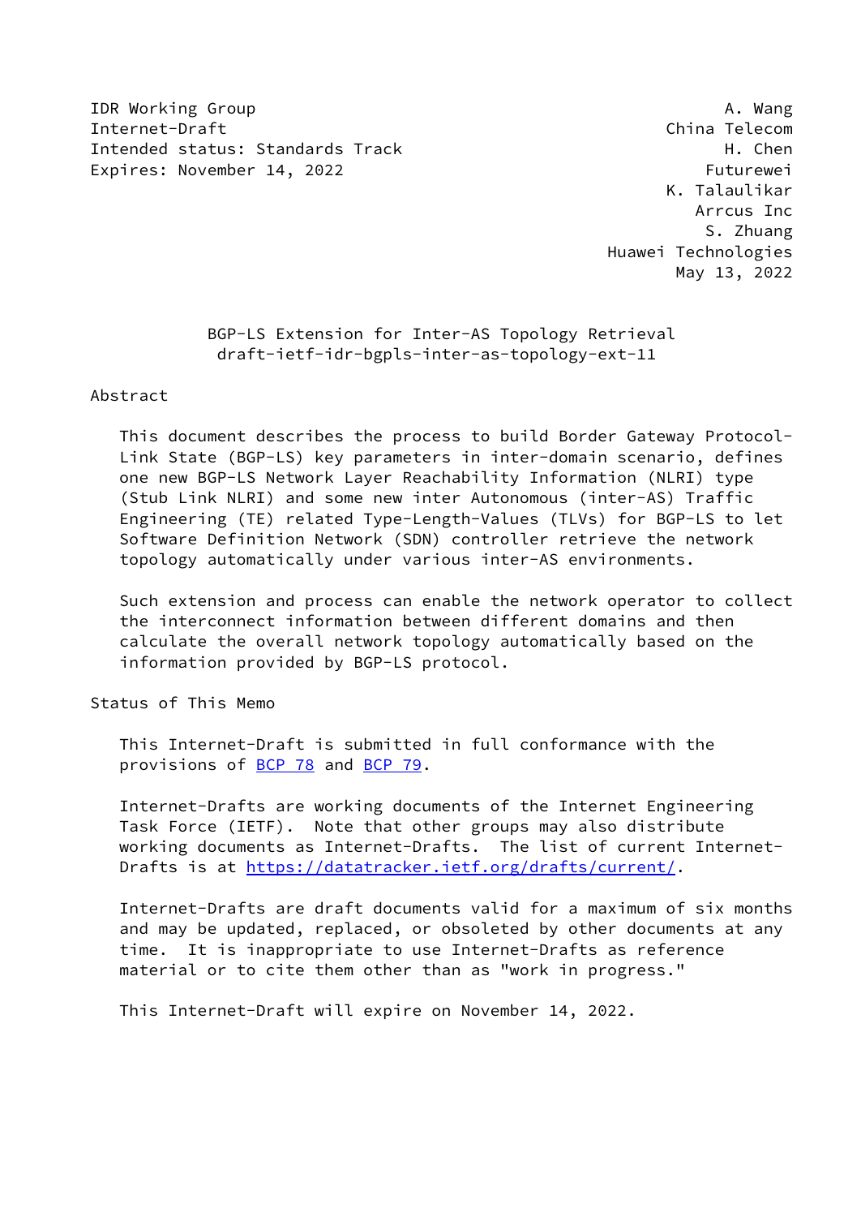IDR Working Group — A. Wang, China Telecom
Internet-Draft — H. Chen, Futurewei
Intended status: Standards Track — K. Talaulikar, Arrcus Inc
Expires: November 14, 2022 — S. Zhuang, Huawei Technologies

May 13, 2022

# BGP-LS Extension for Inter-AS Topology Retrieval
## draft-ietf-idr-bgpls-inter-as-topology-ext-11

## Abstract

This document describes the process to build Border Gateway Protocol-Link State (BGP-LS) key parameters in inter-domain scenario, defines one new BGP-LS Network Layer Reachability Information (NLRI) type (Stub Link NLRI) and some new inter Autonomous (inter-AS) Traffic Engineering (TE) related Type-Length-Values (TLVs) for BGP-LS to let Software Definition Network (SDN) controller retrieve the network topology automatically under various inter-AS environments.

Such extension and process can enable the network operator to collect the interconnect information between different domains and then calculate the overall network topology automatically based on the information provided by BGP-LS protocol.

## Status of This Memo

This Internet-Draft is submitted in full conformance with the provisions of BCP 78 and BCP 79.

Internet-Drafts are working documents of the Internet Engineering Task Force (IETF). Note that other groups may also distribute working documents as Internet-Drafts. The list of current Internet-Drafts is at https://datatracker.ietf.org/drafts/current/.

Internet-Drafts are draft documents valid for a maximum of six months and may be updated, replaced, or obsoleted by other documents at any time. It is inappropriate to use Internet-Drafts as reference material or to cite them other than as "work in progress."

This Internet-Draft will expire on November 14, 2022.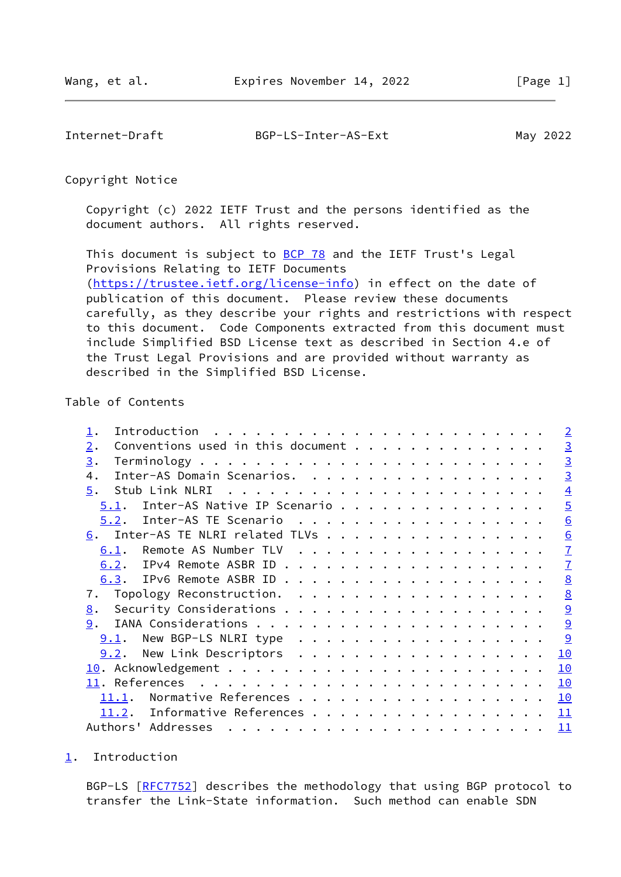Copyright Notice

Copyright (c) 2022 IETF Trust and the persons identified as the document authors. All rights reserved.

This document is subject to BCP 78 and the IETF Trust's Legal Provisions Relating to IETF Documents (https://trustee.ietf.org/license-info) in effect on the date of publication of this document. Please review these documents carefully, as they describe your rights and restrictions with respect to this document. Code Components extracted from this document must include Simplified BSD License text as described in Section 4.e of the Trust Legal Provisions and are provided without warranty as described in the Simplified BSD License.

Table of Contents

```
   1.  Introduction  . . . . . . . . . . . . . . . . . . . . . . . .   2
   2.  Conventions used in this document . . . . . . . . . . . . . .   3
   3.  Terminology . . . . . . . . . . . . . . . . . . . . . . . . .   3
   4.  Inter-AS Domain Scenarios.  . . . . . . . . . . . . . . . . .   3
   5.  Stub Link NLRI  . . . . . . . . . . . . . . . . . . . . . . .   4
     5.1.  Inter-AS Native IP Scenario . . . . . . . . . . . . . . .   5
     5.2.  Inter-AS TE Scenario  . . . . . . . . . . . . . . . . . .   6
   6.  Inter-AS TE NLRI related TLVs . . . . . . . . . . . . . . . .   6
     6.1.  Remote AS Number TLV  . . . . . . . . . . . . . . . . . .   7
     6.2.  IPv4 Remote ASBR ID . . . . . . . . . . . . . . . . . . .   7
     6.3.  IPv6 Remote ASBR ID . . . . . . . . . . . . . . . . . . .   8
   7.  Topology Reconstruction.  . . . . . . . . . . . . . . . . . .   8
   8.  Security Considerations . . . . . . . . . . . . . . . . . . .   9
   9.  IANA Considerations . . . . . . . . . . . . . . . . . . . . .   9
     9.1.  New BGP-LS NLRI type  . . . . . . . . . . . . . . . . . .   9
     9.2.  New Link Descriptors  . . . . . . . . . . . . . . . . . .  10
   10. Acknowledgement . . . . . . . . . . . . . . . . . . . . . . .  10
   11. References  . . . . . . . . . . . . . . . . . . . . . . . . .  10
     11.1.  Normative References . . . . . . . . . . . . . . . . . .  10
     11.2.  Informative References . . . . . . . . . . . . . . . . .  11
   Authors' Addresses  . . . . . . . . . . . . . . . . . . . . . . .  11
```

## 1. Introduction

BGP-LS [RFC7752] describes the methodology that using BGP protocol to transfer the Link-State information. Such method can enable SDN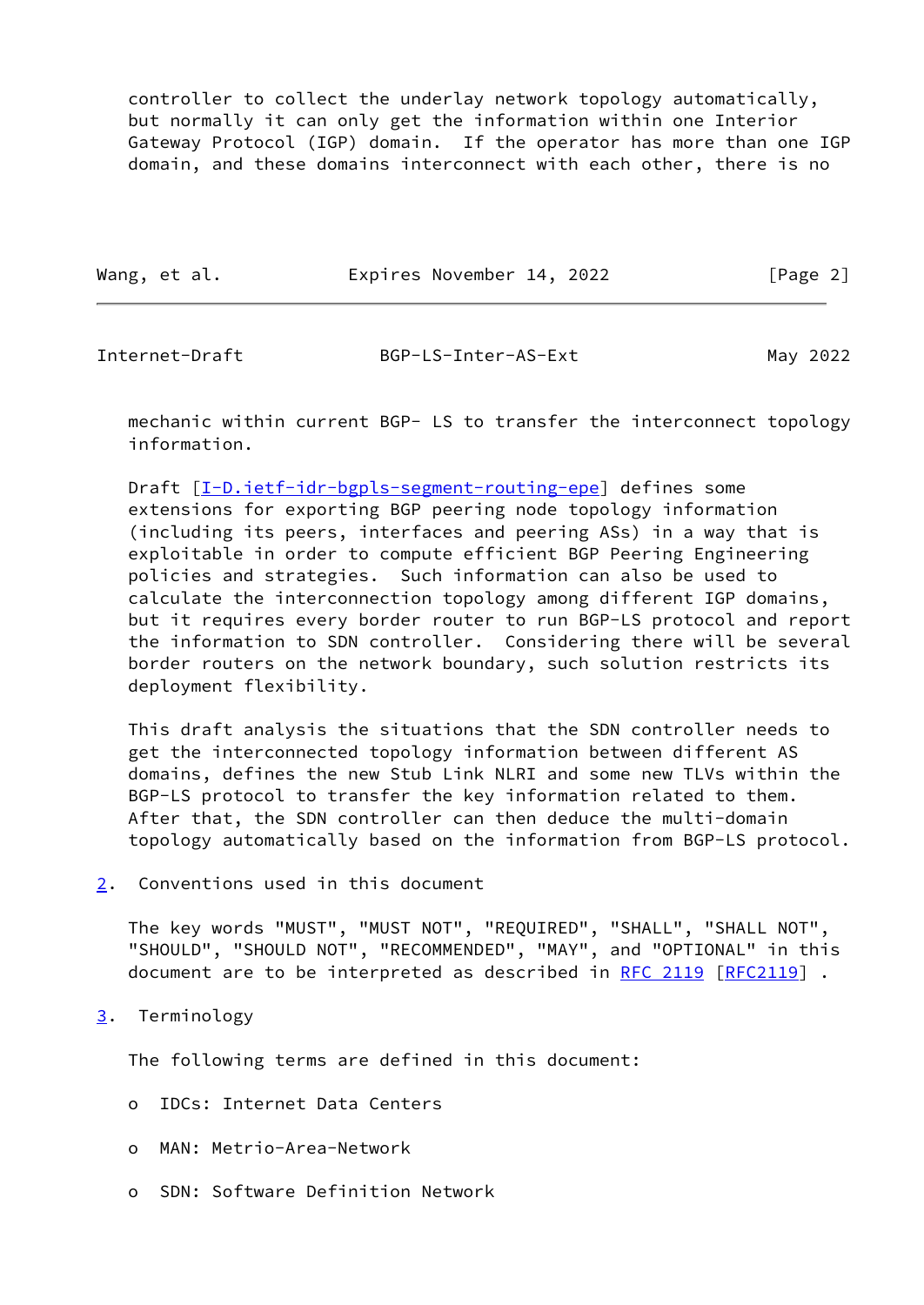controller to collect the underlay network topology automatically, but normally it can only get the information within one Interior Gateway Protocol (IGP) domain. If the operator has more than one IGP domain, and these domains interconnect with each other, there is no mechanic within current BGP- LS to transfer the interconnect topology information.

Draft [I-D.ietf-idr-bgpls-segment-routing-epe] defines some extensions for exporting BGP peering node topology information (including its peers, interfaces and peering ASs) in a way that is exploitable in order to compute efficient BGP Peering Engineering policies and strategies. Such information can also be used to calculate the interconnection topology among different IGP domains, but it requires every border router to run BGP-LS protocol and report the information to SDN controller. Considering there will be several border routers on the network boundary, such solution restricts its deployment flexibility.

This draft analysis the situations that the SDN controller needs to get the interconnected topology information between different AS domains, defines the new Stub Link NLRI and some new TLVs within the BGP-LS protocol to transfer the key information related to them. After that, the SDN controller can then deduce the multi-domain topology automatically based on the information from BGP-LS protocol.

## 2. Conventions used in this document

The key words "MUST", "MUST NOT", "REQUIRED", "SHALL", "SHALL NOT", "SHOULD", "SHOULD NOT", "RECOMMENDED", "MAY", and "OPTIONAL" in this document are to be interpreted as described in RFC 2119 [RFC2119] .

## 3. Terminology

The following terms are defined in this document:

- IDCs: Internet Data Centers
- MAN: Metrio-Area-Network
- SDN: Software Definition Network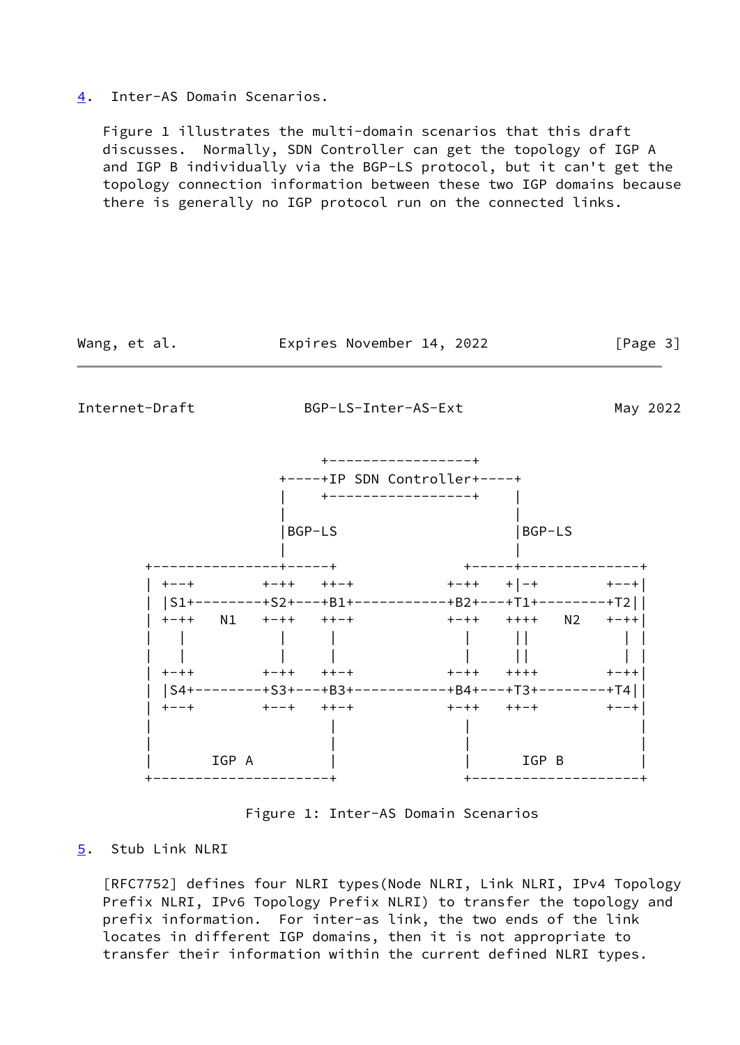## 4. Inter-AS Domain Scenarios.

Figure 1 illustrates the multi-domain scenarios that this draft discusses. Normally, SDN Controller can get the topology of IGP A and IGP B individually via the BGP-LS protocol, but it can't get the topology connection information between these two IGP domains because there is generally no IGP protocol run on the connected links.

```
                   +-----------------+
               +----+IP SDN Controller+----+
               |    +-----------------+    |
               |                           |
               |BGP-LS                     |BGP-LS
               |                           |
  +---------------+-----+         +-----+--------------+
  | +--+        +-++   ++-+          +-++   +|-+        +--+|
  | |S1+--------+S2+---+B1+----------+B2+---+T1+--------+T2||
  | +-++   N1   +-++   ++-+          +-++   ++++   N2   +-++|
  |   |         |      |             |      ||          | |
  |   |         |      |             |      ||          | |
  | +-++        +-++   ++-+          +-++   ++++        +-++|
  | |S4+--------+S3+---+B3+----------+B4+---+T3+--------+T4||
  | +--+        +--+   ++-+          +-++   ++-+        +--+|
  |                      |             |                    |
  |                      |             |                    |
  |       IGP A          |             |      IGP B         |
  +----------------------+             +--------------------+
```

Figure 1: Inter-AS Domain Scenarios

## 5. Stub Link NLRI

[RFC7752] defines four NLRI types(Node NLRI, Link NLRI, IPv4 Topology Prefix NLRI, IPv6 Topology Prefix NLRI) to transfer the topology and prefix information. For inter-as link, the two ends of the link locates in different IGP domains, then it is not appropriate to transfer their information within the current defined NLRI types.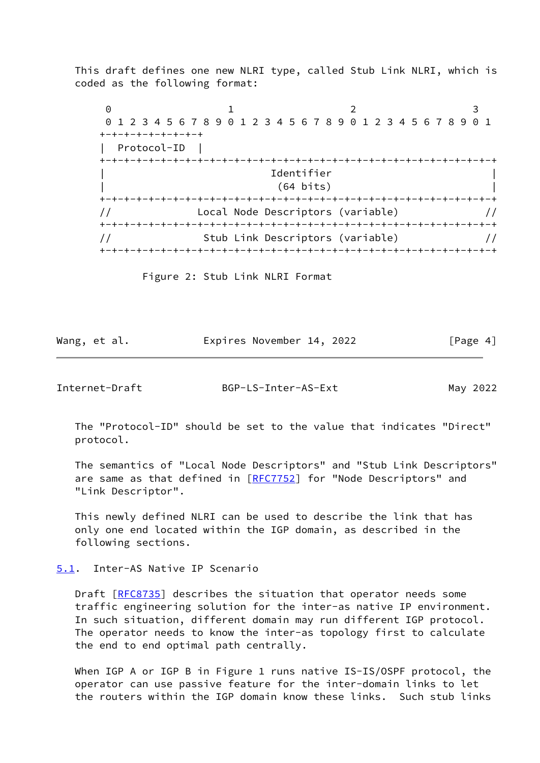This draft defines one new NLRI type, called Stub Link NLRI, which is coded as the following format:

```
 0                   1                   2                   3
 0 1 2 3 4 5 6 7 8 9 0 1 2 3 4 5 6 7 8 9 0 1 2 3 4 5 6 7 8 9 0 1
+-+-+-+-+-+-+-+-+
|  Protocol-ID  |
+-+-+-+-+-+-+-+-+-+-+-+-+-+-+-+-+-+-+-+-+-+-+-+-+-+-+-+-+-+-+-+-+
|                           Identifier                          |
|                            (64 bits)                          |
+-+-+-+-+-+-+-+-+-+-+-+-+-+-+-+-+-+-+-+-+-+-+-+-+-+-+-+-+-+-+-+-+
//              Local Node Descriptors (variable)              //
+-+-+-+-+-+-+-+-+-+-+-+-+-+-+-+-+-+-+-+-+-+-+-+-+-+-+-+-+-+-+-+-+
//               Stub Link Descriptors (variable)              //
+-+-+-+-+-+-+-+-+-+-+-+-+-+-+-+-+-+-+-+-+-+-+-+-+-+-+-+-+-+-+-+-+
```

Figure 2: Stub Link NLRI Format

The "Protocol-ID" should be set to the value that indicates "Direct" protocol.

The semantics of "Local Node Descriptors" and "Stub Link Descriptors" are same as that defined in [RFC7752] for "Node Descriptors" and "Link Descriptor".

This newly defined NLRI can be used to describe the link that has only one end located within the IGP domain, as described in the following sections.

## 5.1. Inter-AS Native IP Scenario

Draft [RFC8735] describes the situation that operator needs some traffic engineering solution for the inter-as native IP environment. In such situation, different domain may run different IGP protocol. The operator needs to know the inter-as topology first to calculate the end to end optimal path centrally.

When IGP A or IGP B in Figure 1 runs native IS-IS/OSPF protocol, the operator can use passive feature for the inter-domain links to let the routers within the IGP domain know these links.  Such stub links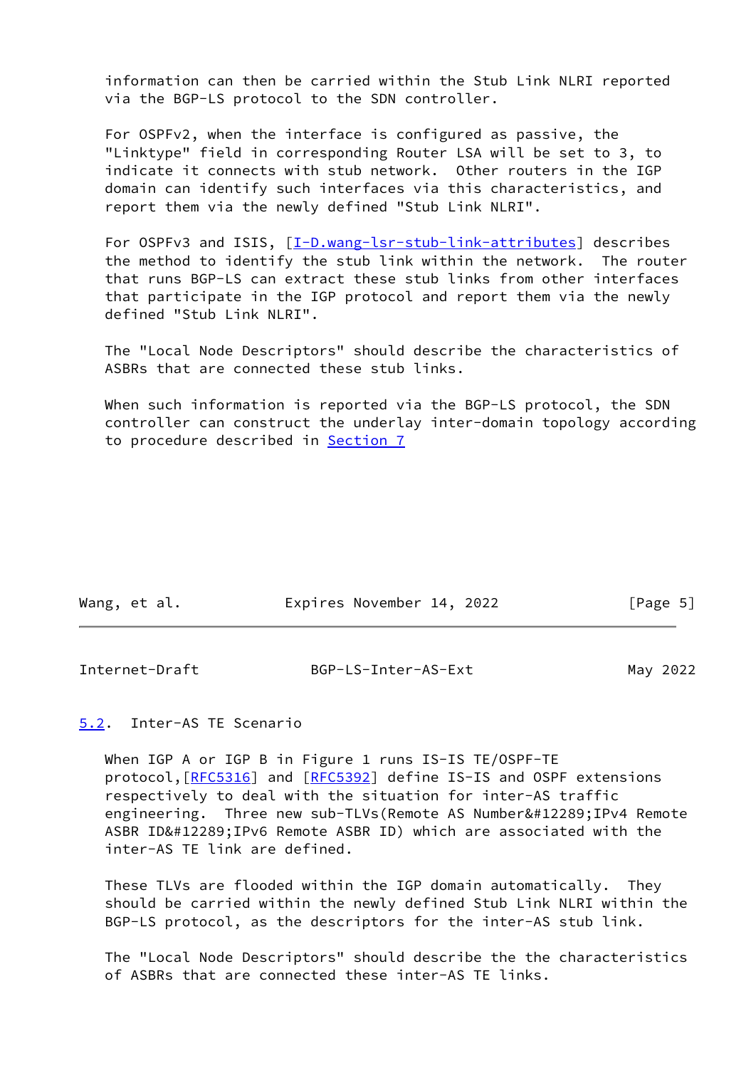information can then be carried within the Stub Link NLRI reported via the BGP-LS protocol to the SDN controller.

For OSPFv2, when the interface is configured as passive, the "Linktype" field in corresponding Router LSA will be set to 3, to indicate it connects with stub network. Other routers in the IGP domain can identify such interfaces via this characteristics, and report them via the newly defined "Stub Link NLRI".

For OSPFv3 and ISIS, [I-D.wang-lsr-stub-link-attributes] describes the method to identify the stub link within the network. The router that runs BGP-LS can extract these stub links from other interfaces that participate in the IGP protocol and report them via the newly defined "Stub Link NLRI".

The "Local Node Descriptors" should describe the characteristics of ASBRs that are connected these stub links.

When such information is reported via the BGP-LS protocol, the SDN controller can construct the underlay inter-domain topology according to procedure described in Section 7

## 5.2. Inter-AS TE Scenario

When IGP A or IGP B in Figure 1 runs IS-IS TE/OSPF-TE protocol,[RFC5316] and [RFC5392] define IS-IS and OSPF extensions respectively to deal with the situation for inter-AS traffic engineering. Three new sub-TLVs(Remote AS Number&#12289;IPv4 Remote ASBR ID&#12289;IPv6 Remote ASBR ID) which are associated with the inter-AS TE link are defined.

These TLVs are flooded within the IGP domain automatically. They should be carried within the newly defined Stub Link NLRI within the BGP-LS protocol, as the descriptors for the inter-AS stub link.

The "Local Node Descriptors" should describe the the characteristics of ASBRs that are connected these inter-AS TE links.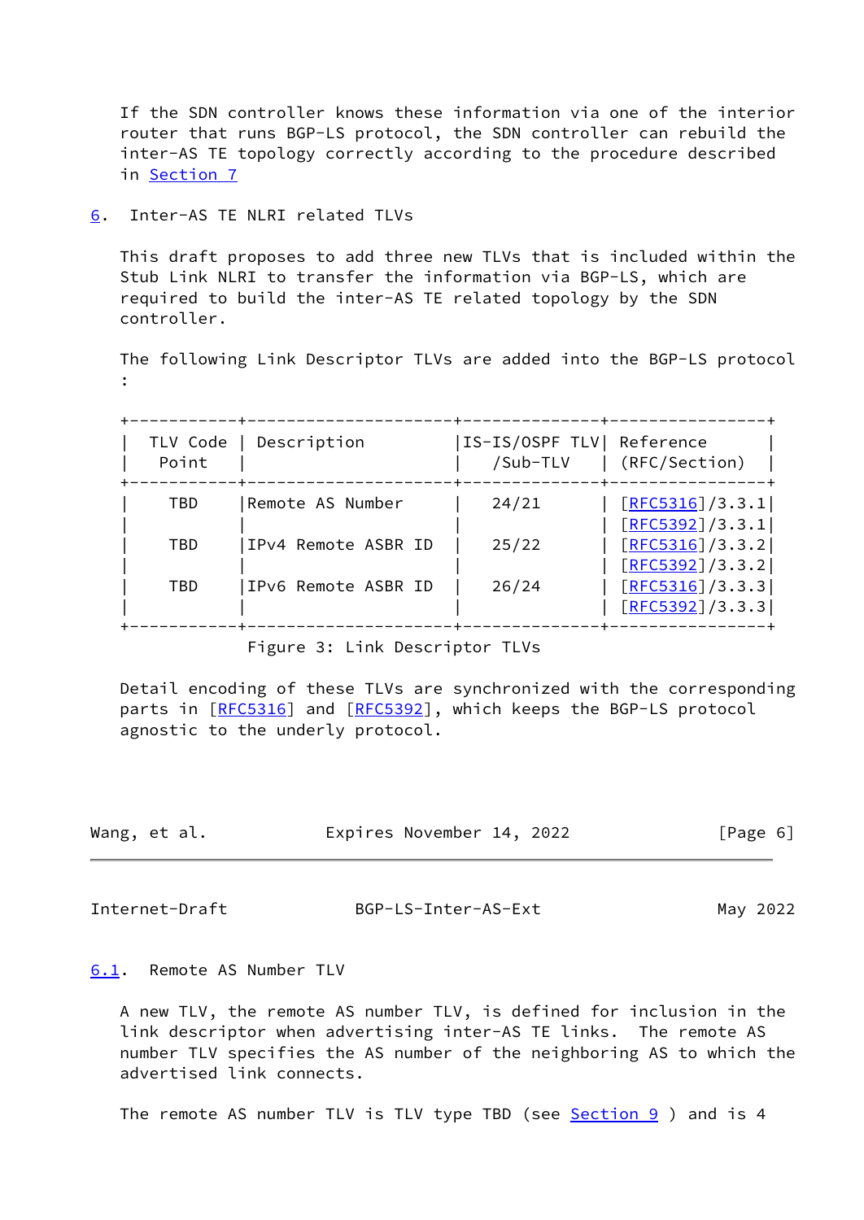If the SDN controller knows these information via one of the interior router that runs BGP-LS protocol, the SDN controller can rebuild the inter-AS TE topology correctly according to the procedure described in Section 7

## 6. Inter-AS TE NLRI related TLVs

This draft proposes to add three new TLVs that is included within the Stub Link NLRI to transfer the information via BGP-LS, which are required to build the inter-AS TE related topology by the SDN controller.

The following Link Descriptor TLVs are added into the BGP-LS protocol :

| TLV Code Point | Description | IS-IS/OSPF TLV /Sub-TLV | Reference (RFC/Section) |
|---|---|---|---|
| TBD | Remote AS Number | 24/21 | [RFC5316]/3.3.1 [RFC5392]/3.3.1 |
| TBD | IPv4 Remote ASBR ID | 25/22 | [RFC5316]/3.3.2 [RFC5392]/3.3.2 |
| TBD | IPv6 Remote ASBR ID | 26/24 | [RFC5316]/3.3.3 [RFC5392]/3.3.3 |

Figure 3: Link Descriptor TLVs

Detail encoding of these TLVs are synchronized with the corresponding parts in [RFC5316] and [RFC5392], which keeps the BGP-LS protocol agnostic to the underly protocol.

### 6.1. Remote AS Number TLV

A new TLV, the remote AS number TLV, is defined for inclusion in the link descriptor when advertising inter-AS TE links. The remote AS number TLV specifies the AS number of the neighboring AS to which the advertised link connects.

The remote AS number TLV is TLV type TBD (see Section 9 ) and is 4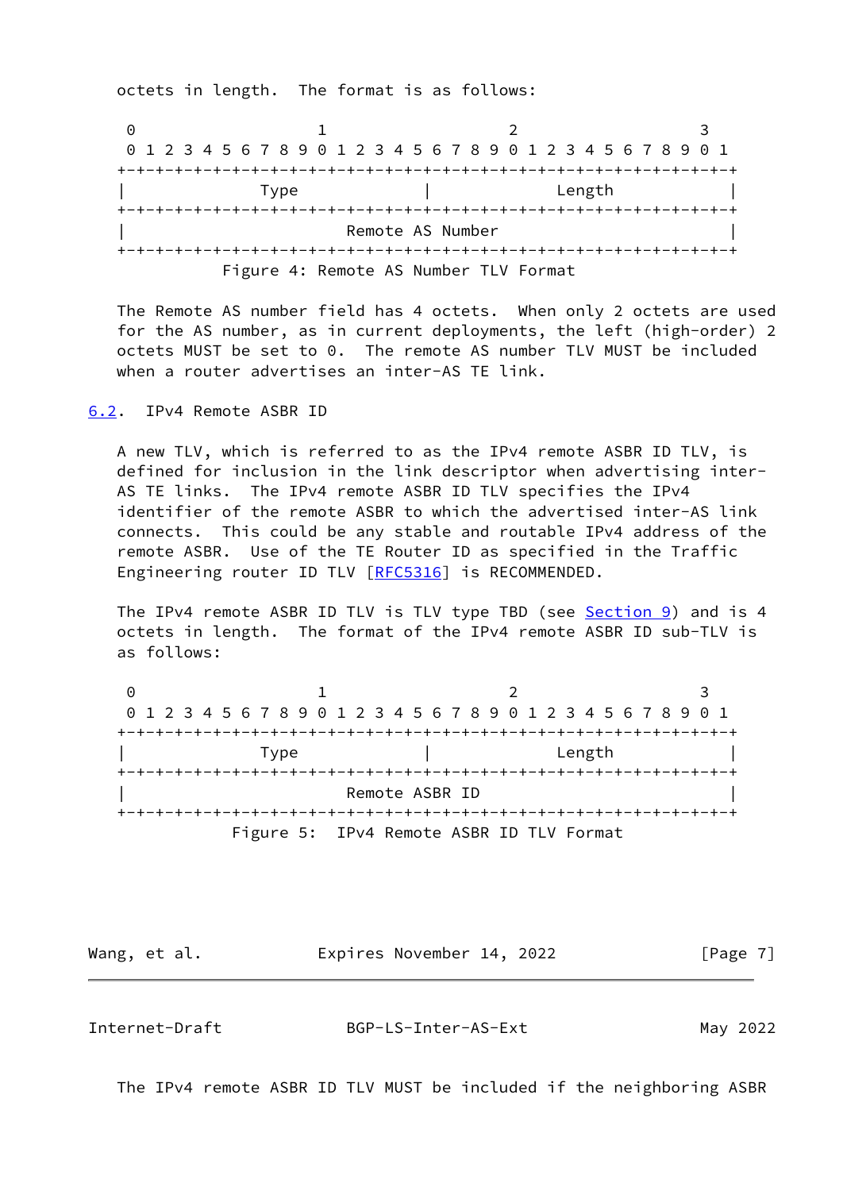octets in length. The format is as follows:

```
 0                   1                   2                   3
 0 1 2 3 4 5 6 7 8 9 0 1 2 3 4 5 6 7 8 9 0 1 2 3 4 5 6 7 8 9 0 1
+-+-+-+-+-+-+-+-+-+-+-+-+-+-+-+-+-+-+-+-+-+-+-+-+-+-+-+-+-+-+-+-+
|              Type             |             Length            |
+-+-+-+-+-+-+-+-+-+-+-+-+-+-+-+-+-+-+-+-+-+-+-+-+-+-+-+-+-+-+-+-+
|                        Remote AS Number                       |
+-+-+-+-+-+-+-+-+-+-+-+-+-+-+-+-+-+-+-+-+-+-+-+-+-+-+-+-+-+-+-+-+
```

Figure 4: Remote AS Number TLV Format

The Remote AS number field has 4 octets. When only 2 octets are used for the AS number, as in current deployments, the left (high-order) 2 octets MUST be set to 0. The remote AS number TLV MUST be included when a router advertises an inter-AS TE link.

### 6.2. IPv4 Remote ASBR ID

A new TLV, which is referred to as the IPv4 remote ASBR ID TLV, is defined for inclusion in the link descriptor when advertising inter-AS TE links. The IPv4 remote ASBR ID TLV specifies the IPv4 identifier of the remote ASBR to which the advertised inter-AS link connects. This could be any stable and routable IPv4 address of the remote ASBR. Use of the TE Router ID as specified in the Traffic Engineering router ID TLV [RFC5316] is RECOMMENDED.

The IPv4 remote ASBR ID TLV is TLV type TBD (see Section 9) and is 4 octets in length. The format of the IPv4 remote ASBR ID sub-TLV is as follows:

```
 0                   1                   2                   3
 0 1 2 3 4 5 6 7 8 9 0 1 2 3 4 5 6 7 8 9 0 1 2 3 4 5 6 7 8 9 0 1
+-+-+-+-+-+-+-+-+-+-+-+-+-+-+-+-+-+-+-+-+-+-+-+-+-+-+-+-+-+-+-+-+
|              Type             |             Length            |
+-+-+-+-+-+-+-+-+-+-+-+-+-+-+-+-+-+-+-+-+-+-+-+-+-+-+-+-+-+-+-+-+
|                         Remote ASBR ID                        |
+-+-+-+-+-+-+-+-+-+-+-+-+-+-+-+-+-+-+-+-+-+-+-+-+-+-+-+-+-+-+-+-+
```

Figure 5: IPv4 Remote ASBR ID TLV Format

The IPv4 remote ASBR ID TLV MUST be included if the neighboring ASBR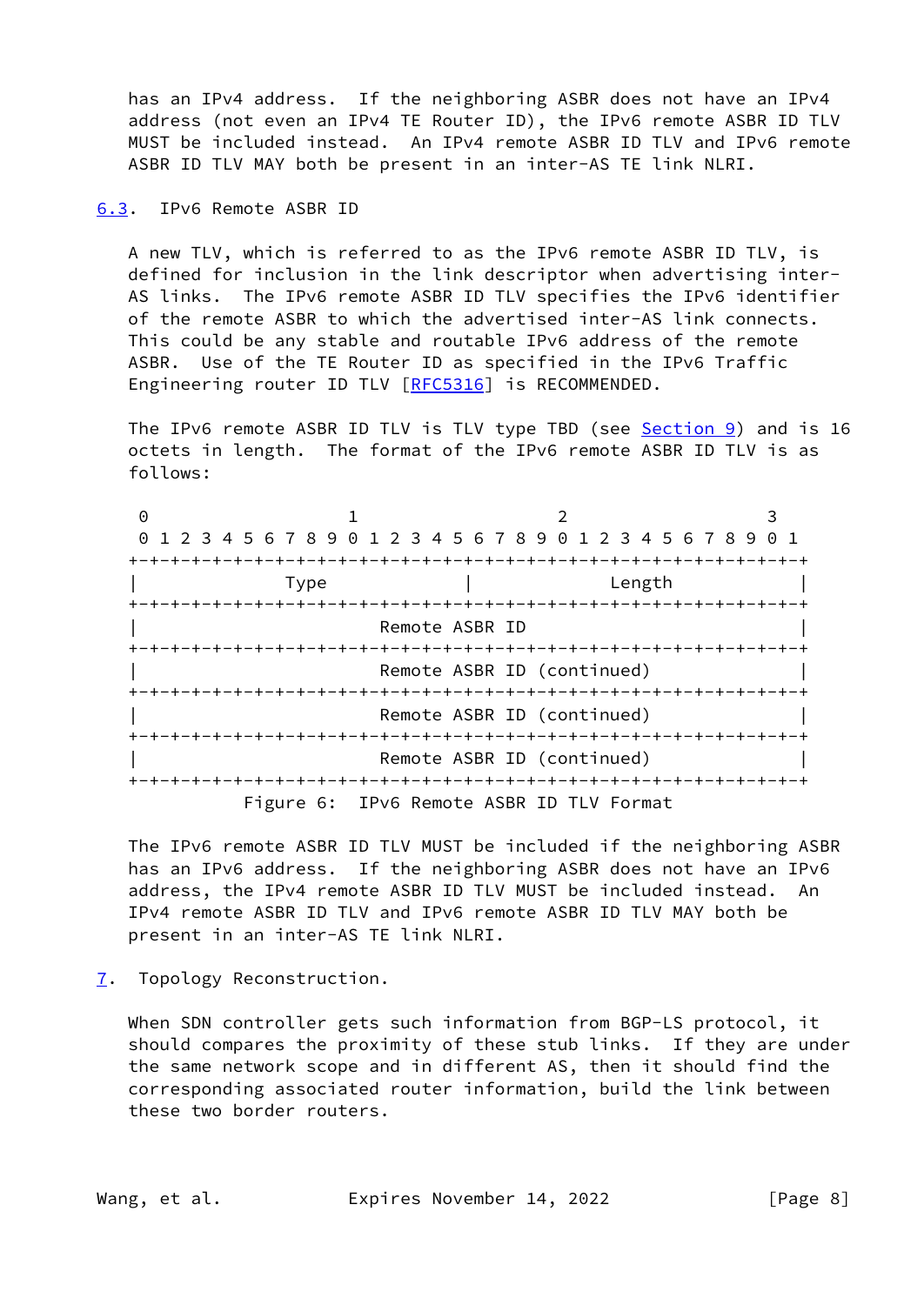has an IPv4 address. If the neighboring ASBR does not have an IPv4 address (not even an IPv4 TE Router ID), the IPv6 remote ASBR ID TLV MUST be included instead. An IPv4 remote ASBR ID TLV and IPv6 remote ASBR ID TLV MAY both be present in an inter-AS TE link NLRI.

### 6.3. IPv6 Remote ASBR ID

A new TLV, which is referred to as the IPv6 remote ASBR ID TLV, is defined for inclusion in the link descriptor when advertising inter-AS links. The IPv6 remote ASBR ID TLV specifies the IPv6 identifier of the remote ASBR to which the advertised inter-AS link connects. This could be any stable and routable IPv6 address of the remote ASBR. Use of the TE Router ID as specified in the IPv6 Traffic Engineering router ID TLV [RFC5316] is RECOMMENDED.

The IPv6 remote ASBR ID TLV is TLV type TBD (see Section 9) and is 16 octets in length. The format of the IPv6 remote ASBR ID TLV is as follows:

```
 0                   1                   2                   3
 0 1 2 3 4 5 6 7 8 9 0 1 2 3 4 5 6 7 8 9 0 1 2 3 4 5 6 7 8 9 0 1
+-+-+-+-+-+-+-+-+-+-+-+-+-+-+-+-+-+-+-+-+-+-+-+-+-+-+-+-+-+-+-+-+
|              Type             |             Length            |
+-+-+-+-+-+-+-+-+-+-+-+-+-+-+-+-+-+-+-+-+-+-+-+-+-+-+-+-+-+-+-+-+
|                        Remote ASBR ID                         |
+-+-+-+-+-+-+-+-+-+-+-+-+-+-+-+-+-+-+-+-+-+-+-+-+-+-+-+-+-+-+-+-+
|                        Remote ASBR ID (continued)             |
+-+-+-+-+-+-+-+-+-+-+-+-+-+-+-+-+-+-+-+-+-+-+-+-+-+-+-+-+-+-+-+-+
|                        Remote ASBR ID (continued)             |
+-+-+-+-+-+-+-+-+-+-+-+-+-+-+-+-+-+-+-+-+-+-+-+-+-+-+-+-+-+-+-+-+
|                        Remote ASBR ID (continued)             |
+-+-+-+-+-+-+-+-+-+-+-+-+-+-+-+-+-+-+-+-+-+-+-+-+-+-+-+-+-+-+-+-+
```

Figure 6: IPv6 Remote ASBR ID TLV Format

The IPv6 remote ASBR ID TLV MUST be included if the neighboring ASBR has an IPv6 address. If the neighboring ASBR does not have an IPv6 address, the IPv4 remote ASBR ID TLV MUST be included instead. An IPv4 remote ASBR ID TLV and IPv6 remote ASBR ID TLV MAY both be present in an inter-AS TE link NLRI.

## 7. Topology Reconstruction.

When SDN controller gets such information from BGP-LS protocol, it should compares the proximity of these stub links. If they are under the same network scope and in different AS, then it should find the corresponding associated router information, build the link between these two border routers.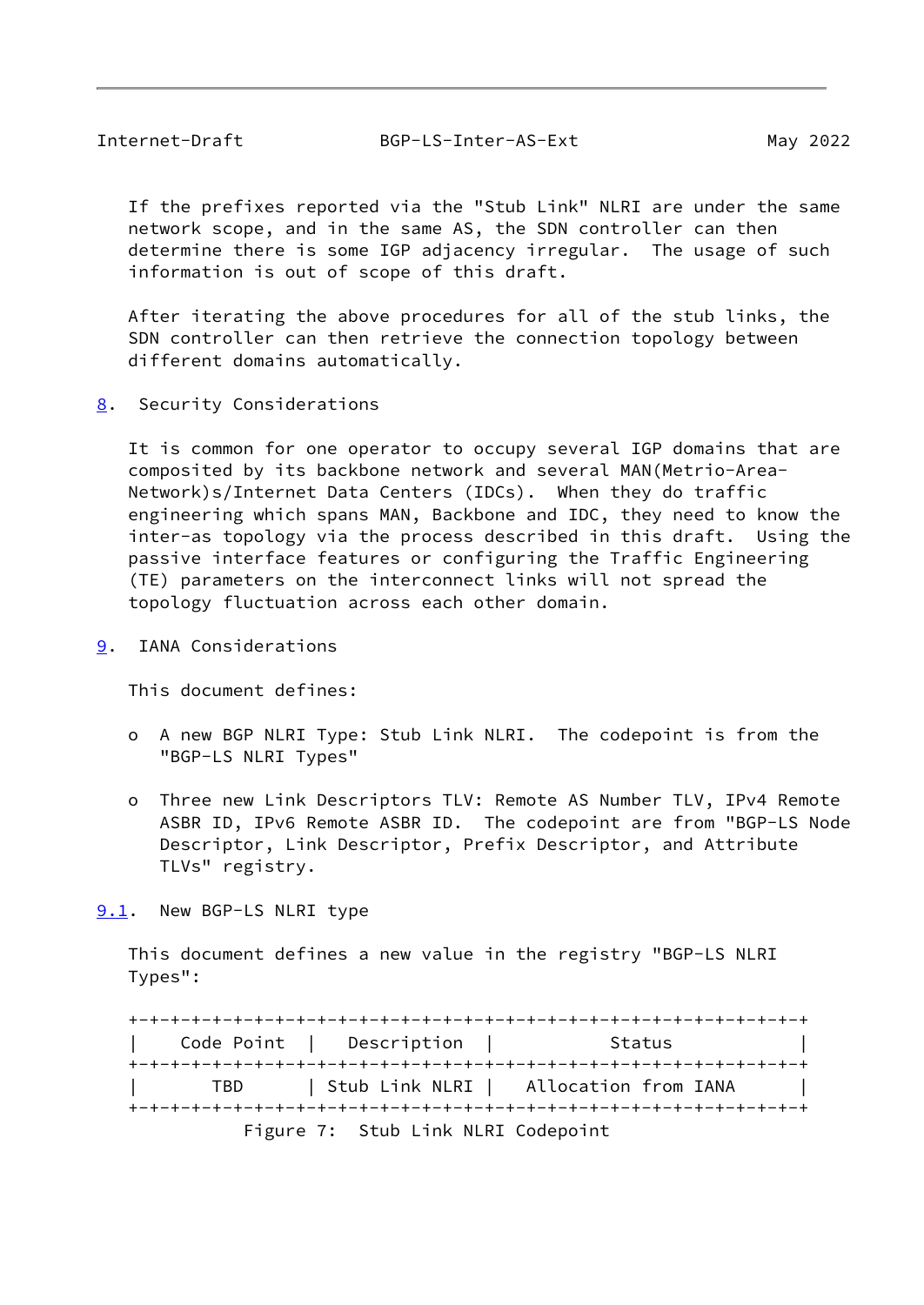If the prefixes reported via the "Stub Link" NLRI are under the same network scope, and in the same AS, the SDN controller can then determine there is some IGP adjacency irregular. The usage of such information is out of scope of this draft.

After iterating the above procedures for all of the stub links, the SDN controller can then retrieve the connection topology between different domains automatically.

## 8. Security Considerations

It is common for one operator to occupy several IGP domains that are composited by its backbone network and several MAN(Metrio-Area-Network)s/Internet Data Centers (IDCs). When they do traffic engineering which spans MAN, Backbone and IDC, they need to know the inter-as topology via the process described in this draft. Using the passive interface features or configuring the Traffic Engineering (TE) parameters on the interconnect links will not spread the topology fluctuation across each other domain.

## 9. IANA Considerations

This document defines:

- A new BGP NLRI Type: Stub Link NLRI. The codepoint is from the "BGP-LS NLRI Types"

- Three new Link Descriptors TLV: Remote AS Number TLV, IPv4 Remote ASBR ID, IPv6 Remote ASBR ID. The codepoint are from "BGP-LS Node Descriptor, Link Descriptor, Prefix Descriptor, and Attribute TLVs" registry.

### 9.1. New BGP-LS NLRI type

This document defines a new value in the registry "BGP-LS NLRI Types":

| Code Point | Description | Status |
|---|---|---|
| TBD | Stub Link NLRI | Allocation from IANA |

Figure 7: Stub Link NLRI Codepoint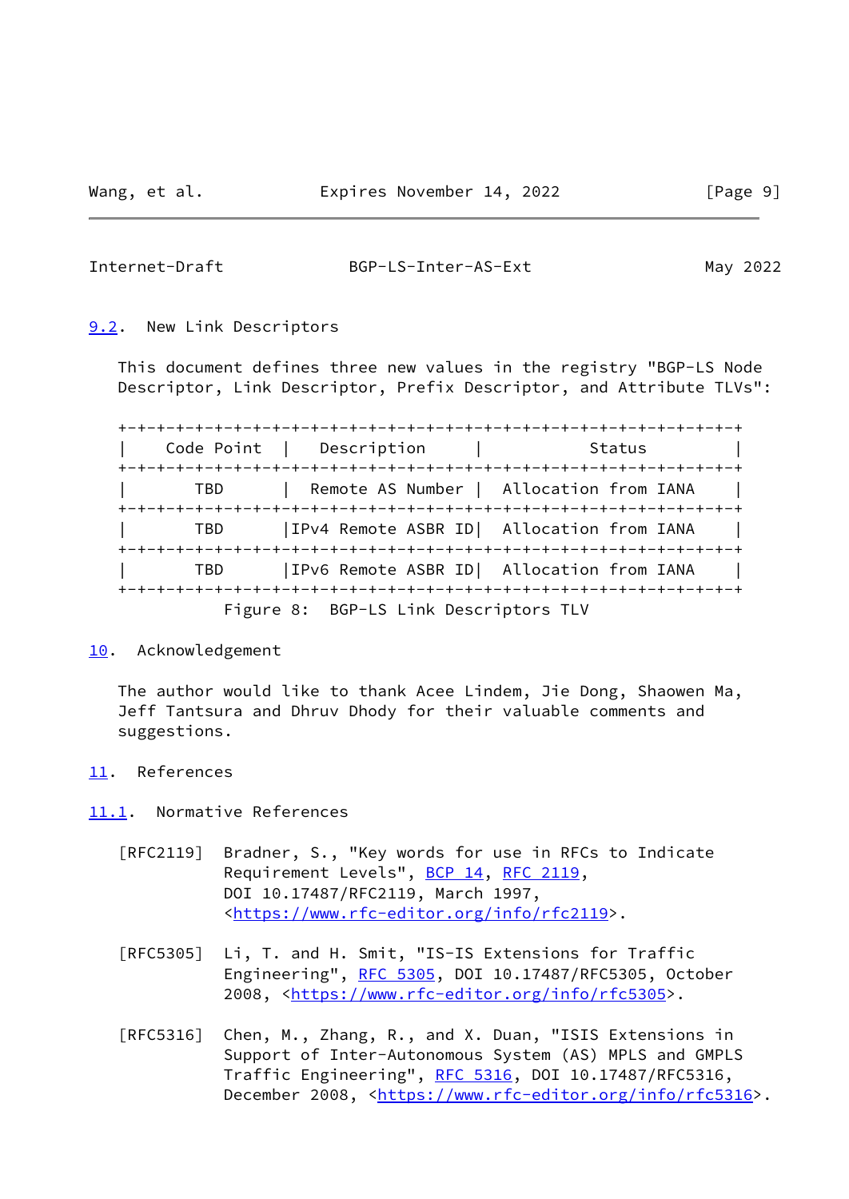## 9.2. New Link Descriptors

This document defines three new values in the registry "BGP-LS Node Descriptor, Link Descriptor, Prefix Descriptor, and Attribute TLVs":

| Code Point | Description | Status |
|---|---|---|
| TBD | Remote AS Number | Allocation from IANA |
| TBD | IPv4 Remote ASBR ID | Allocation from IANA |
| TBD | IPv6 Remote ASBR ID | Allocation from IANA |

Figure 8: BGP-LS Link Descriptors TLV

## 10. Acknowledgement

The author would like to thank Acee Lindem, Jie Dong, Shaowen Ma, Jeff Tantsura and Dhruv Dhody for their valuable comments and suggestions.

## 11. References

### 11.1. Normative References

[RFC2119] Bradner, S., "Key words for use in RFCs to Indicate Requirement Levels", BCP 14, RFC 2119, DOI 10.17487/RFC2119, March 1997, <https://www.rfc-editor.org/info/rfc2119>.

[RFC5305] Li, T. and H. Smit, "IS-IS Extensions for Traffic Engineering", RFC 5305, DOI 10.17487/RFC5305, October 2008, <https://www.rfc-editor.org/info/rfc5305>.

[RFC5316] Chen, M., Zhang, R., and X. Duan, "ISIS Extensions in Support of Inter-Autonomous System (AS) MPLS and GMPLS Traffic Engineering", RFC 5316, DOI 10.17487/RFC5316, December 2008, <https://www.rfc-editor.org/info/rfc5316>.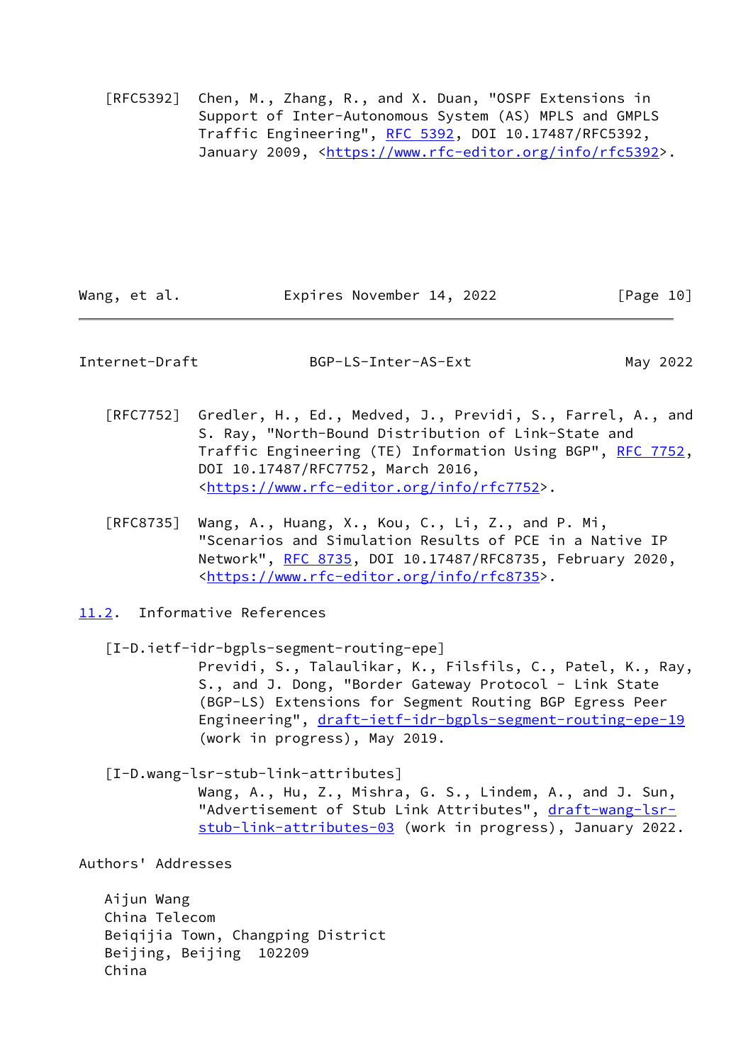[RFC5392] Chen, M., Zhang, R., and X. Duan, "OSPF Extensions in Support of Inter-Autonomous System (AS) MPLS and GMPLS Traffic Engineering", RFC 5392, DOI 10.17487/RFC5392, January 2009, <https://www.rfc-editor.org/info/rfc5392>.

[RFC7752] Gredler, H., Ed., Medved, J., Previdi, S., Farrel, A., and S. Ray, "North-Bound Distribution of Link-State and Traffic Engineering (TE) Information Using BGP", RFC 7752, DOI 10.17487/RFC7752, March 2016, <https://www.rfc-editor.org/info/rfc7752>.

[RFC8735] Wang, A., Huang, X., Kou, C., Li, Z., and P. Mi, "Scenarios and Simulation Results of PCE in a Native IP Network", RFC 8735, DOI 10.17487/RFC8735, February 2020, <https://www.rfc-editor.org/info/rfc8735>.

## 11.2. Informative References

[I-D.ietf-idr-bgpls-segment-routing-epe]
Previdi, S., Talaulikar, K., Filsfils, C., Patel, K., Ray, S., and J. Dong, "Border Gateway Protocol - Link State (BGP-LS) Extensions for Segment Routing BGP Egress Peer Engineering", draft-ietf-idr-bgpls-segment-routing-epe-19 (work in progress), May 2019.

[I-D.wang-lsr-stub-link-attributes]
Wang, A., Hu, Z., Mishra, G. S., Lindem, A., and J. Sun, "Advertisement of Stub Link Attributes", draft-wang-lsr-stub-link-attributes-03 (work in progress), January 2022.

## Authors' Addresses

Aijun Wang
China Telecom
Beiqijia Town, Changping District
Beijing, Beijing 102209
China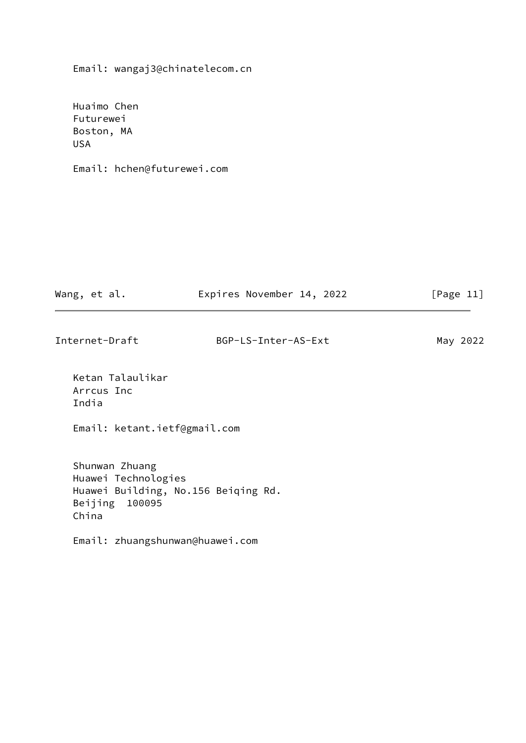Email: wangaj3@chinatelecom.cn

Huaimo Chen
Futurewei
Boston, MA
USA

Email: hchen@futurewei.com

Ketan Talaulikar
Arrcus Inc
India

Email: ketant.ietf@gmail.com

Shunwan Zhuang
Huawei Technologies
Huawei Building, No.156 Beiqing Rd.
Beijing  100095
China

Email: zhuangshunwan@huawei.com